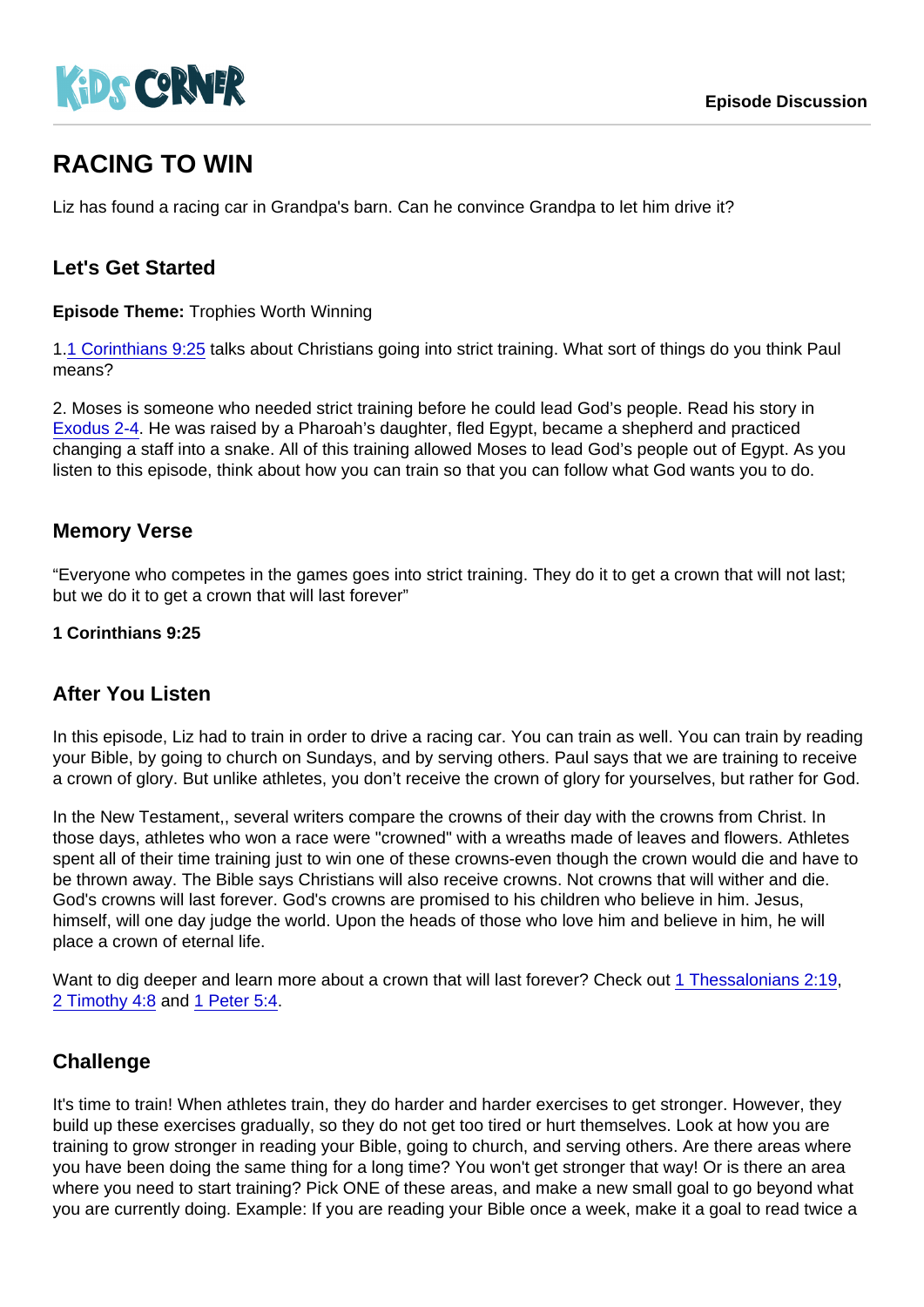KiDS CORNER

Episode Discussion

# RACING TO WIN

Liz has found a racing car in Grandpa's barn. Can he convince Grandpa to let him drive it?

## Let's Get Started

**Episode Theme:** Trophies Worth Winning

1.1 Corinthians 9:25 talks about Christians going into strict training. What sort of things do you think Paul means?

2. Moses is someone who needed strict training before he could lead God's people. Read his story in Exodus 2-4. He was raised by a Pharoah's daughter, fled Egypt, became a shepherd and practiced changing a staff into a snake. All of this training allowed Moses to lead God's people out of Egypt. As you listen to this episode, think about how you can train so that you can follow what God wants you to do.

## Memory Verse

"Everyone who competes in the games goes into strict training. They do it to get a crown that will not last; but we do it to get a crown that will last forever"

**1 Corinthians 9:25**

## After You Listen

In this episode, Liz had to train in order to drive a racing car. You can train as well. You can train by reading your Bible, by going to church on Sundays, and by serving others. Paul says that we are training to receive a crown of glory. But unlike athletes, you don't receive the crown of glory for yourselves, but rather for God.

In the New Testament,, several writers compare the crowns of their day with the crowns from Christ. In those days, athletes who won a race were "crowned" with a wreaths made of leaves and flowers. Athletes spent all of their time training just to win one of these crowns-even though the crown would die and have to be thrown away. The Bible says Christians will also receive crowns. Not crowns that will wither and die. God's crowns will last forever. God's crowns are promised to his children who believe in him. Jesus, himself, will one day judge the world. Upon the heads of those who love him and believe in him, he will place a crown of eternal life.

Want to dig deeper and learn more about a crown that will last forever? Check out 1 Thessalonians 2:19, 2 Timothy 4:8 and 1 Peter 5:4.

## Challenge

It's time to train! When athletes train, they do harder and harder exercises to get stronger. However, they build up these exercises gradually, so they do not get too tired or hurt themselves. Look at how you are training to grow stronger in reading your Bible, going to church, and serving others. Are there areas where you have been doing the same thing for a long time? You won't get stronger that way! Or is there an area where you need to start training? Pick ONE of these areas, and make a new small goal to go beyond what you are currently doing. Example: If you are reading your Bible once a week, make it a goal to read twice a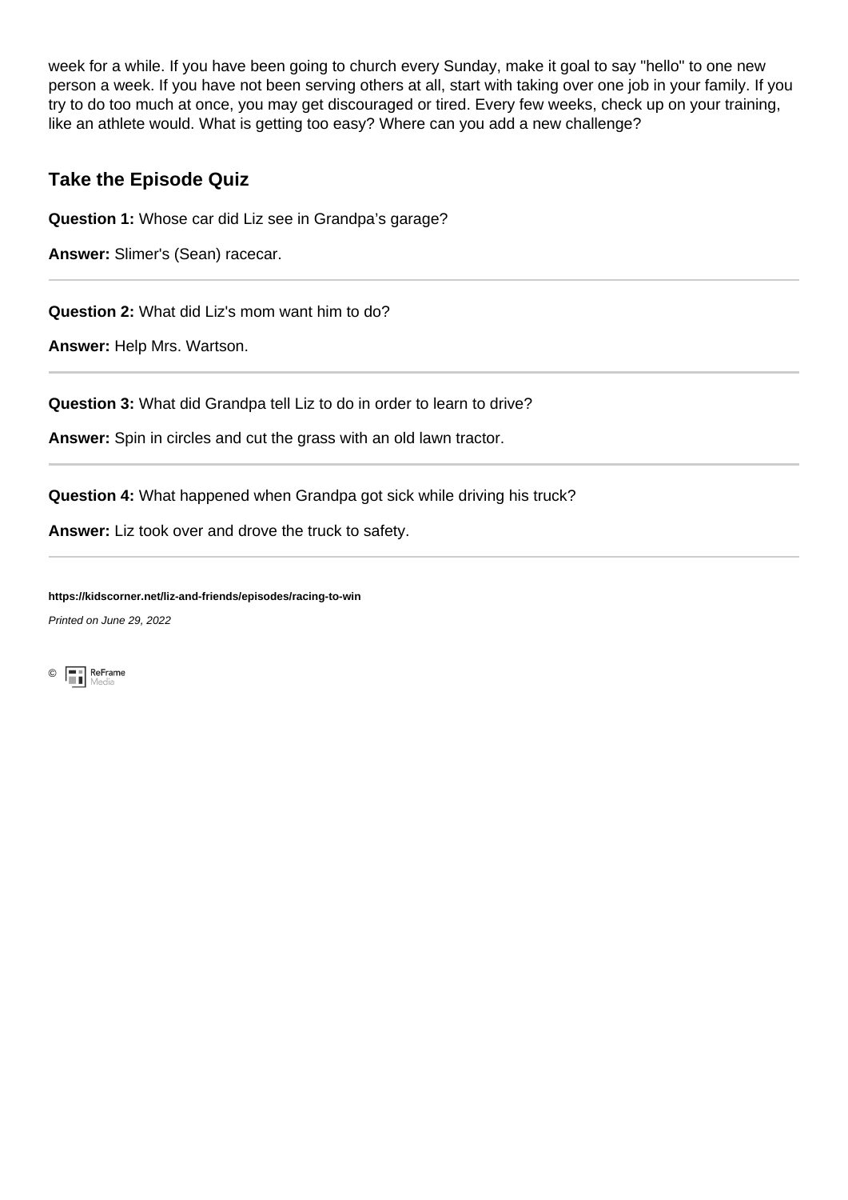week for a while. If you have been going to church every Sunday, make it goal to say "hello" to one new person a week. If you have not been serving others at all, start with taking over one job in your family. If you try to do too much at once, you may get discouraged or tired. Every few weeks, check up on your training, like an athlete would. What is getting too easy? Where can you add a new challenge?

## Take the Episode Quiz

**Question 1:** Whose car did Liz see in Grandpa's garage?

**Answer:** Slimer's (Sean) racecar.

---

**Question 2:** What did Liz's mom want him to do?

**Answer:** Help Mrs. Wartson.

---

**Question 3:** What did Grandpa tell Liz to do in order to learn to drive?

**Answer:** Spin in circles and cut the grass with an old lawn tractor.

---

**Question 4:** What happened when Grandpa got sick while driving his truck?

**Answer:** Liz took over and drove the truck to safety.

---

**https://kidscorner.net/liz-and-friends/episodes/racing-to-win**

*Printed on June 29, 2022*

© ReFrame Media